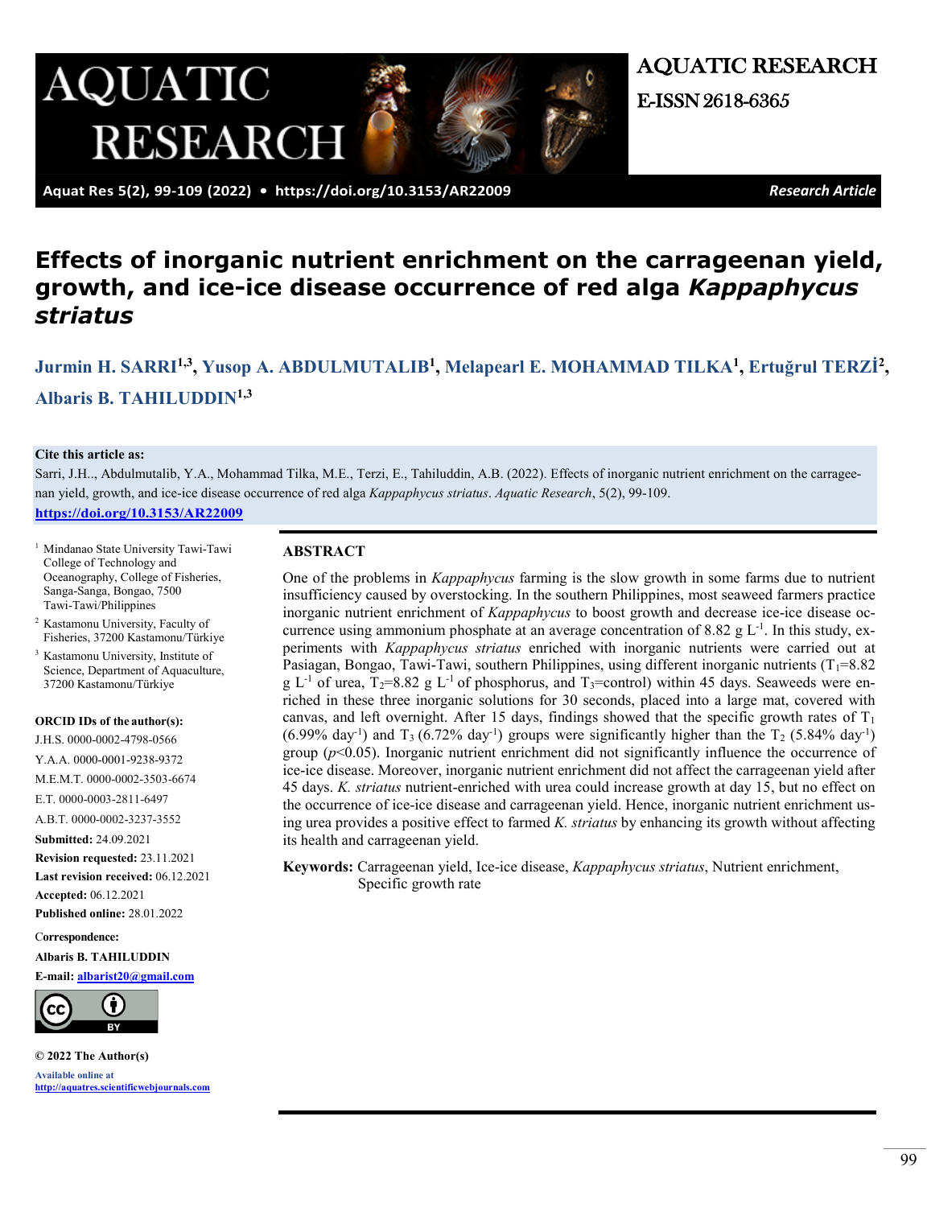# Effects of inorganic nutrient enrichment on the carrageenan yield, growth, and ice-ice disease occurrence of red alga *Kappaphycus striatus*

**Jurmin H. SARRI**[1,3], **Yusop A. ABDULMUTALIB**[1], **Melapearl E. MOHAMMAD TILKA**[1], **Ertuğrul TERZİ**[2], **Albaris B. TAHILUDDIN**[1,3]

**Cite this article as:**
Sarri, J.H.., Abdulmutalib, Y.A., Mohammad Tilka, M.E., Terzi, E., Tahiluddin, A.B. (2022). Effects of inorganic nutrient enrichment on the carrageenan yield, growth, and ice-ice disease occurrence of red alga *Kappaphycus striatus*. *Aquatic Research*, 5(2), 99-109. https://doi.org/10.3153/AR22009

[1] Mindanao State University Tawi-Tawi College of Technology and Oceanography, College of Fisheries, Sanga-Sanga, Bongao, 7500 Tawi-Tawi/Philippines

[2] Kastamonu University, Faculty of Fisheries, 37200 Kastamonu/Türkiye

[3] Kastamonu University, Institute of Science, Department of Aquaculture, 37200 Kastamonu/Türkiye

**ORCID IDs of the author(s):**
J.H.S. 0000-0002-4798-0566
Y.A.A. 0000-0001-9238-9372
M.E.M.T. 0000-0002-3503-6674
E.T. 0000-0003-2811-6497
A.B.T. 0000-0002-3237-3552

**Submitted:** 24.09.2021
**Revision requested:** 23.11.2021
**Last revision received:** 06.12.2021
**Accepted:** 06.12.2021
**Published online:** 28.01.2022

**Correspondence:**
**Albaris B. TAHILUDDIN**
**E-mail:** albarist20@gmail.com

**© 2022 The Author(s)**

Available online at http://aquatres.scientificwebjournals.com

## ABSTRACT

One of the problems in *Kappaphycus* farming is the slow growth in some farms due to nutrient insufficiency caused by overstocking. In the southern Philippines, most seaweed farmers practice inorganic nutrient enrichment of *Kappaphycus* to boost growth and decrease ice-ice disease occurrence using ammonium phosphate at an average concentration of 8.82 g $L^{-1}$. In this study, experiments with *Kappaphycus striatus* enriched with inorganic nutrients were carried out at Pasiagan, Bongao, Tawi-Tawi, southern Philippines, using different inorganic nutrients ($T_1$=8.82 g $L^{-1}$ of urea, $T_2$=8.82 g $L^{-1}$ of phosphorus, and $T_3$=control) within 45 days. Seaweeds were enriched in these three inorganic solutions for 30 seconds, placed into a large mat, covered with canvas, and left overnight. After 15 days, findings showed that the specific growth rates of $T_1$ (6.99% $day^{-1}$) and $T_3$ (6.72% $day^{-1}$) groups were significantly higher than the $T_2$ (5.84% $day^{-1}$) group ($p$<0.05). Inorganic nutrient enrichment did not significantly influence the occurrence of ice-ice disease. Moreover, inorganic nutrient enrichment did not affect the carrageenan yield after 45 days. *K. striatus* nutrient-enriched with urea could increase growth at day 15, but no effect on the occurrence of ice-ice disease and carrageenan yield. Hence, inorganic nutrient enrichment using urea provides a positive effect to farmed *K. striatus* by enhancing its growth without affecting its health and carrageenan yield.

**Keywords:** Carrageenan yield, Ice-ice disease, *Kappaphycus striatus*, Nutrient enrichment, Specific growth rate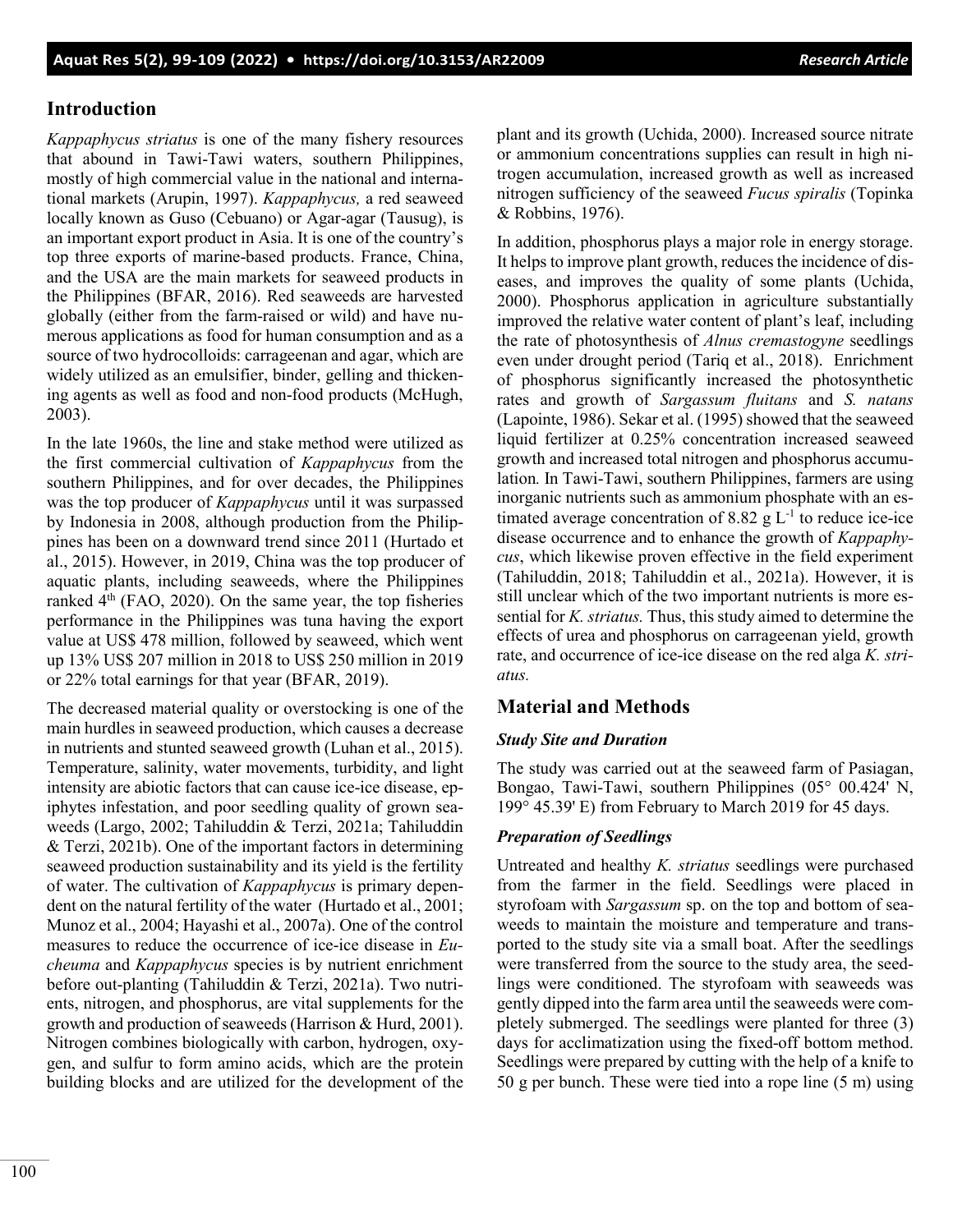## Introduction

*Kappaphycus striatus* is one of the many fishery resources that abound in Tawi-Tawi waters, southern Philippines, mostly of high commercial value in the national and international markets (Arupin, 1997). *Kappaphycus,* a red seaweed locally known as Guso (Cebuano) or Agar-agar (Tausug), is an important export product in Asia. It is one of the country's top three exports of marine-based products. France, China, and the USA are the main markets for seaweed products in the Philippines (BFAR, 2016). Red seaweeds are harvested globally (either from the farm-raised or wild) and have numerous applications as food for human consumption and as a source of two hydrocolloids: carrageenan and agar, which are widely utilized as an emulsifier, binder, gelling and thickening agents as well as food and non-food products (McHugh, 2003).

In the late 1960s, the line and stake method were utilized as the first commercial cultivation of *Kappaphycus* from the southern Philippines, and for over decades, the Philippines was the top producer of *Kappaphycus* until it was surpassed by Indonesia in 2008, although production from the Philippines has been on a downward trend since 2011 (Hurtado et al., 2015). However, in 2019, China was the top producer of aquatic plants, including seaweeds, where the Philippines ranked 4th (FAO, 2020). On the same year, the top fisheries performance in the Philippines was tuna having the export value at US$ 478 million, followed by seaweed, which went up 13% US$ 207 million in 2018 to US$ 250 million in 2019 or 22% total earnings for that year (BFAR, 2019).

The decreased material quality or overstocking is one of the main hurdles in seaweed production, which causes a decrease in nutrients and stunted seaweed growth (Luhan et al., 2015). Temperature, salinity, water movements, turbidity, and light intensity are abiotic factors that can cause ice-ice disease, epiphytes infestation, and poor seedling quality of grown seaweeds (Largo, 2002; Tahiluddin & Terzi, 2021a; Tahiluddin & Terzi, 2021b). One of the important factors in determining seaweed production sustainability and its yield is the fertility of water. The cultivation of *Kappaphycus* is primary dependent on the natural fertility of the water (Hurtado et al., 2001; Munoz et al., 2004; Hayashi et al., 2007a). One of the control measures to reduce the occurrence of ice-ice disease in *Eucheuma* and *Kappaphycus* species is by nutrient enrichment before out-planting (Tahiluddin & Terzi, 2021a). Two nutrients, nitrogen, and phosphorus, are vital supplements for the growth and production of seaweeds (Harrison & Hurd, 2001). Nitrogen combines biologically with carbon, hydrogen, oxygen, and sulfur to form amino acids, which are the protein building blocks and are utilized for the development of the plant and its growth (Uchida, 2000). Increased source nitrate or ammonium concentrations supplies can result in high nitrogen accumulation, increased growth as well as increased nitrogen sufficiency of the seaweed *Fucus spiralis* (Topinka & Robbins, 1976).

In addition, phosphorus plays a major role in energy storage. It helps to improve plant growth, reduces the incidence of diseases, and improves the quality of some plants (Uchida, 2000). Phosphorus application in agriculture substantially improved the relative water content of plant's leaf, including the rate of photosynthesis of *Alnus cremastogyne* seedlings even under drought period (Tariq et al., 2018). Enrichment of phosphorus significantly increased the photosynthetic rates and growth of *Sargassum fluitans* and *S. natans* (Lapointe, 1986). Sekar et al. (1995) showed that the seaweed liquid fertilizer at 0.25% concentration increased seaweed growth and increased total nitrogen and phosphorus accumulation. In Tawi-Tawi, southern Philippines, farmers are using inorganic nutrients such as ammonium phosphate with an estimated average concentration of 8.82 g $L^{-1}$ to reduce ice-ice disease occurrence and to enhance the growth of *Kappaphycus*, which likewise proven effective in the field experiment (Tahiluddin, 2018; Tahiluddin et al., 2021a). However, it is still unclear which of the two important nutrients is more essential for *K. striatus.* Thus, this study aimed to determine the effects of urea and phosphorus on carrageenan yield, growth rate, and occurrence of ice-ice disease on the red alga *K. striatus.*

## Material and Methods

### *Study Site and Duration*

The study was carried out at the seaweed farm of Pasiagan, Bongao, Tawi-Tawi, southern Philippines (05° 00.424' N, 199° 45.39' E) from February to March 2019 for 45 days.

### *Preparation of Seedlings*

Untreated and healthy *K. striatus* seedlings were purchased from the farmer in the field. Seedlings were placed in styrofoam with *Sargassum* sp. on the top and bottom of seaweeds to maintain the moisture and temperature and transported to the study site via a small boat. After the seedlings were transferred from the source to the study area, the seedlings were conditioned. The styrofoam with seaweeds was gently dipped into the farm area until the seaweeds were completely submerged. The seedlings were planted for three (3) days for acclimatization using the fixed-off bottom method. Seedlings were prepared by cutting with the help of a knife to 50 g per bunch. These were tied into a rope line (5 m) using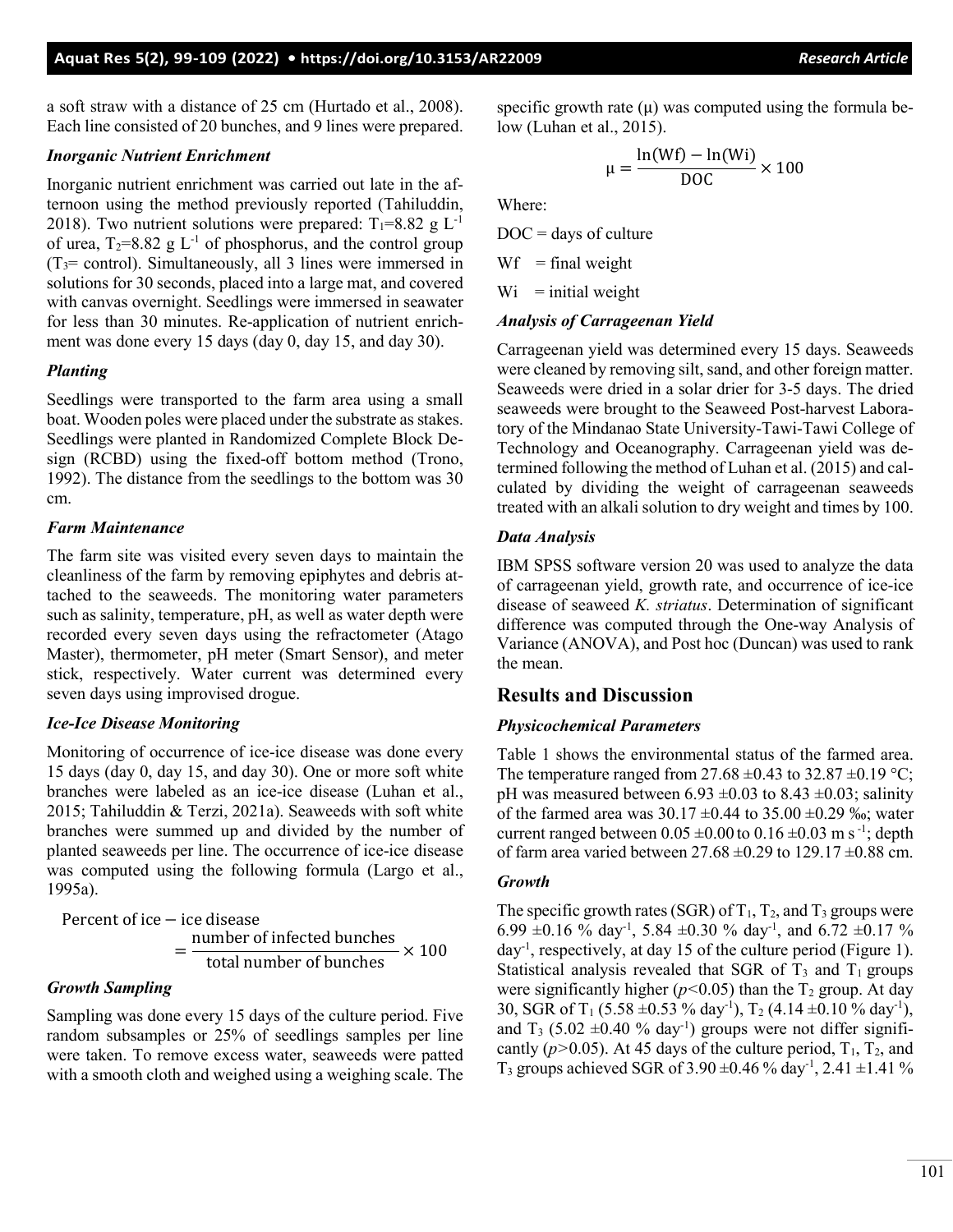a soft straw with a distance of 25 cm (Hurtado et al., 2008). Each line consisted of 20 bunches, and 9 lines were prepared.

### *Inorganic Nutrient Enrichment*

Inorganic nutrient enrichment was carried out late in the afternoon using the method previously reported (Tahiluddin, 2018). Two nutrient solutions were prepared: $T_1$=8.82 g $L^{-1}$ of urea, $T_2$=8.82 g $L^{-1}$ of phosphorus, and the control group ($T_3$= control). Simultaneously, all 3 lines were immersed in solutions for 30 seconds, placed into a large mat, and covered with canvas overnight. Seedlings were immersed in seawater for less than 30 minutes. Re-application of nutrient enrichment was done every 15 days (day 0, day 15, and day 30).

### *Planting*

Seedlings were transported to the farm area using a small boat. Wooden poles were placed under the substrate as stakes. Seedlings were planted in Randomized Complete Block Design (RCBD) using the fixed-off bottom method (Trono, 1992). The distance from the seedlings to the bottom was 30 cm.

### *Farm Maintenance*

The farm site was visited every seven days to maintain the cleanliness of the farm by removing epiphytes and debris attached to the seaweeds. The monitoring water parameters such as salinity, temperature, pH, as well as water depth were recorded every seven days using the refractometer (Atago Master), thermometer, pH meter (Smart Sensor), and meter stick, respectively. Water current was determined every seven days using improvised drogue.

### *Ice-Ice Disease Monitoring*

Monitoring of occurrence of ice-ice disease was done every 15 days (day 0, day 15, and day 30). One or more soft white branches were labeled as an ice-ice disease (Luhan et al., 2015; Tahiluddin & Terzi, 2021a). Seaweeds with soft white branches were summed up and divided by the number of planted seaweeds per line. The occurrence of ice-ice disease was computed using the following formula (Largo et al., 1995a).

$$\text{Percent of ice} - \text{ice disease} = \frac{\text{number of infected bunches}}{\text{total number of bunches}} \times 100$$

### *Growth Sampling*

Sampling was done every 15 days of the culture period. Five random subsamples or 25% of seedlings samples per line were taken. To remove excess water, seaweeds were patted with a smooth cloth and weighed using a weighing scale. The specific growth rate (μ) was computed using the formula below (Luhan et al., 2015).

$$\mu = \frac{\ln(\text{Wf}) - \ln(\text{Wi})}{\text{DOC}} \times 100$$

Where:

DOC = days of culture

Wf = final weight

Wi = initial weight

### *Analysis of Carrageenan Yield*

Carrageenan yield was determined every 15 days. Seaweeds were cleaned by removing silt, sand, and other foreign matter. Seaweeds were dried in a solar drier for 3-5 days. The dried seaweeds were brought to the Seaweed Post-harvest Laboratory of the Mindanao State University-Tawi-Tawi College of Technology and Oceanography. Carrageenan yield was determined following the method of Luhan et al. (2015) and calculated by dividing the weight of carrageenan seaweeds treated with an alkali solution to dry weight and times by 100.

### *Data Analysis*

IBM SPSS software version 20 was used to analyze the data of carrageenan yield, growth rate, and occurrence of ice-ice disease of seaweed *K. striatus*. Determination of significant difference was computed through the One-way Analysis of Variance (ANOVA), and Post hoc (Duncan) was used to rank the mean.

## Results and Discussion

### *Physicochemical Parameters*

Table 1 shows the environmental status of the farmed area. The temperature ranged from 27.68 ±0.43 to 32.87 ±0.19 °C; pH was measured between 6.93 ±0.03 to 8.43 ±0.03; salinity of the farmed area was 30.17 ±0.44 to 35.00 ±0.29 ‰; water current ranged between 0.05 ±0.00 to 0.16 ±0.03 m $s^{-1}$; depth of farm area varied between 27.68 ±0.29 to 129.17 ±0.88 cm.

### *Growth*

The specific growth rates (SGR) of $T_1$, $T_2$, and $T_3$ groups were 6.99 ±0.16 % $day^{-1}$, 5.84 ±0.30 % $day^{-1}$, and 6.72 ±0.17 % $day^{-1}$, respectively, at day 15 of the culture period (Figure 1). Statistical analysis revealed that SGR of $T_3$ and $T_1$ groups were significantly higher ($p<0.05$) than the $T_2$ group. At day 30, SGR of $T_1$ (5.58 ±0.53 % $day^{-1}$), $T_2$ (4.14 ±0.10 % $day^{-1}$), and $T_3$ (5.02 ±0.40 % $day^{-1}$) groups were not differ significantly ($p>0.05$). At 45 days of the culture period, $T_1$, $T_2$, and $T_3$ groups achieved SGR of 3.90 ±0.46 % $day^{-1}$, 2.41 ±1.41 %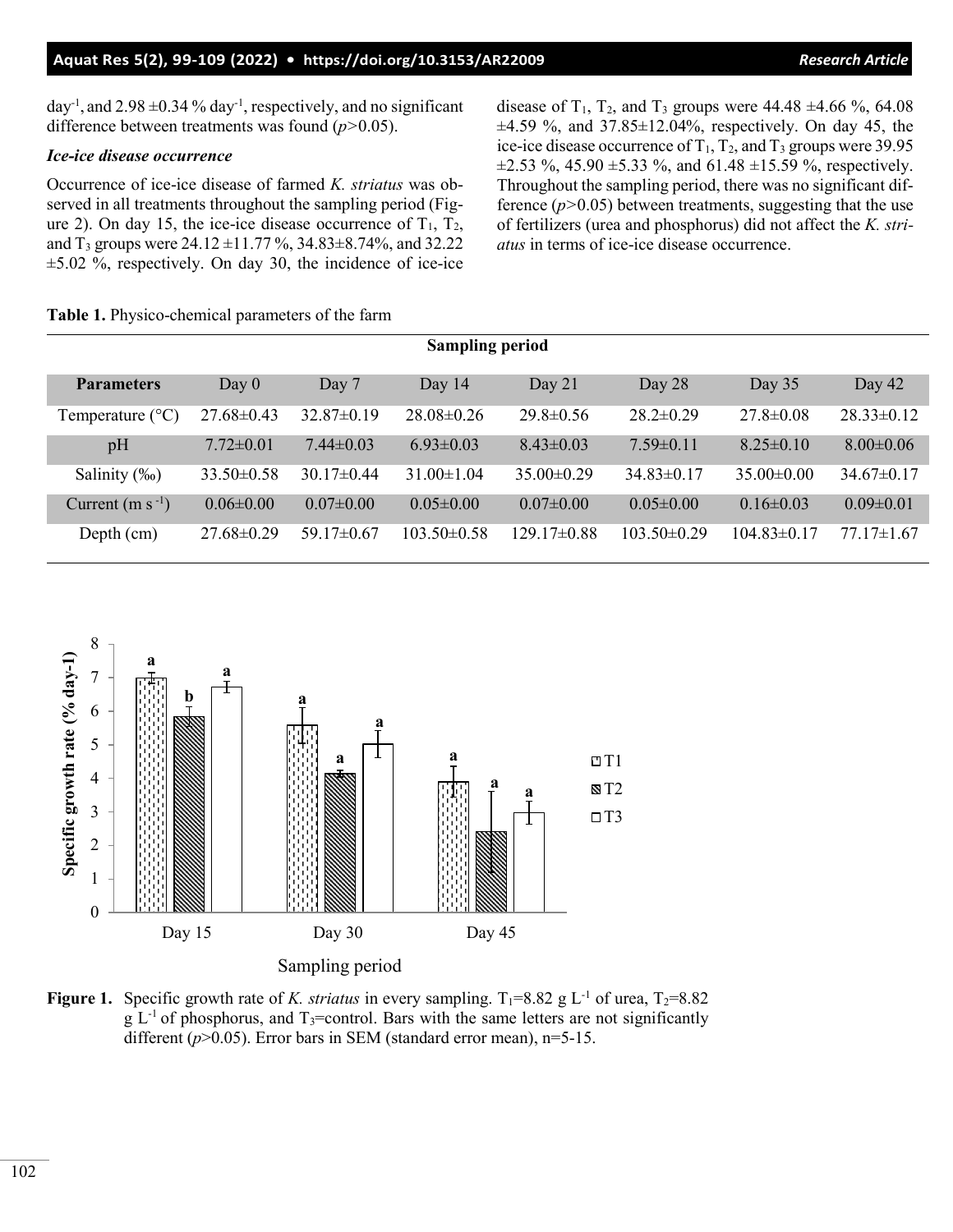day$^{-1}$, and 2.98 ±0.34 % day$^{-1}$, respectively, and no significant difference between treatments was found ($p$>0.05).

### *Ice-ice disease occurrence*

Occurrence of ice-ice disease of farmed *K. striatus* was observed in all treatments throughout the sampling period (Figure 2). On day 15, the ice-ice disease occurrence of $T_1$, $T_2$, and $T_3$ groups were 24.12 ±11.77 %, 34.83±8.74%, and 32.22 ±5.02 %, respectively. On day 30, the incidence of ice-ice disease of $T_1$, $T_2$, and $T_3$ groups were 44.48 ±4.66 %, 64.08 ±4.59 %, and 37.85±12.04%, respectively. On day 45, the ice-ice disease occurrence of $T_1$, $T_2$, and $T_3$ groups were 39.95 ±2.53 %, 45.90 ±5.33 %, and 61.48 ±15.59 %, respectively. Throughout the sampling period, there was no significant difference ($p$>0.05) between treatments, suggesting that the use of fertilizers (urea and phosphorus) did not affect the *K. striatus* in terms of ice-ice disease occurrence.

**Table 1.** Physico-chemical parameters of the farm

| | Sampling period | | | | | | |
|---|---|---|---|---|---|---|---|
| **Parameters** | Day 0 | Day 7 | Day 14 | Day 21 | Day 28 | Day 35 | Day 42 |
| Temperature (°C) | 27.68±0.43 | 32.87±0.19 | 28.08±0.26 | 29.8±0.56 | 28.2±0.29 | 27.8±0.08 | 28.33±0.12 |
| pH | 7.72±0.01 | 7.44±0.03 | 6.93±0.03 | 8.43±0.03 | 7.59±0.11 | 8.25±0.10 | 8.00±0.06 |
| Salinity (‰) | 33.50±0.58 | 30.17±0.44 | 31.00±1.04 | 35.00±0.29 | 34.83±0.17 | 35.00±0.00 | 34.67±0.17 |
| Current (m s$^{-1}$) | 0.06±0.00 | 0.07±0.00 | 0.05±0.00 | 0.07±0.00 | 0.05±0.00 | 0.16±0.03 | 0.09±0.01 |
| Depth (cm) | 27.68±0.29 | 59.17±0.67 | 103.50±0.58 | 129.17±0.88 | 103.50±0.29 | 104.83±0.17 | 77.17±1.67 |

Specific growth rate (% day-1)
8
7
6
5
4
3
2
1
0
a b a
a a a
a a a
Day 15
Day 30
Day 45
Sampling period
T1
T2
T3

**Figure 1.** Specific growth rate of *K. striatus* in every sampling. $T_1$=8.82 g L$^{-1}$ of urea, $T_2$=8.82 g L$^{-1}$ of phosphorus, and $T_3$=control. Bars with the same letters are not significantly different ($p$>0.05). Error bars in SEM (standard error mean), n=5-15.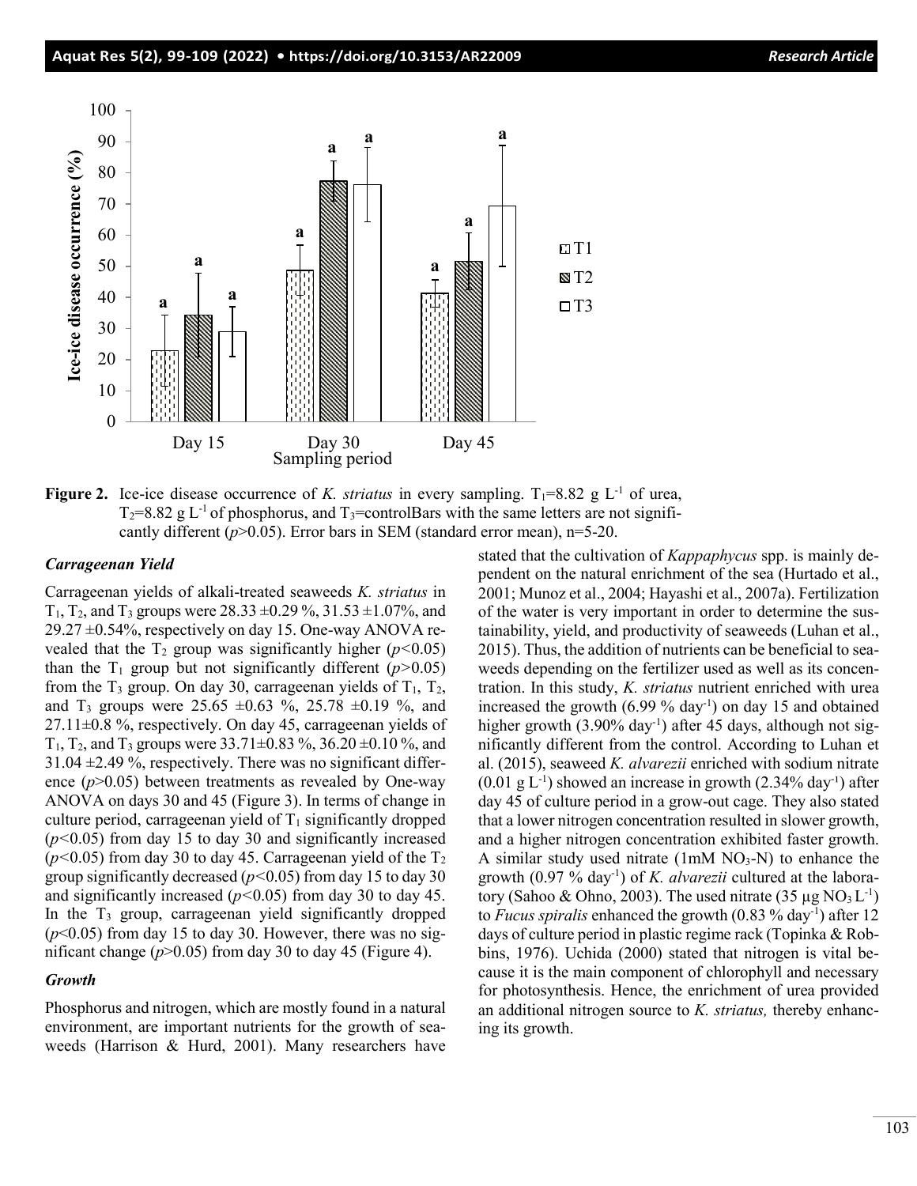**Figure 2.** Ice-ice disease occurrence of *K. striatus* in every sampling. $T_1$=8.82 g $L^{-1}$ of urea, $T_2$=8.82 g $L^{-1}$ of phosphorus, and $T_3$=controlBars with the same letters are not significantly different ($p$>0.05). Error bars in SEM (standard error mean), n=5-20.

### *Carrageenan Yield*

Carrageenan yields of alkali-treated seaweeds *K. striatus* in $T_1$, $T_2$, and $T_3$ groups were 28.33 ±0.29 %, 31.53 ±1.07%, and 29.27 ±0.54%, respectively on day 15. One-way ANOVA revealed that the $T_2$ group was significantly higher ($p$<0.05) than the $T_1$ group but not significantly different ($p$>0.05) from the $T_3$ group. On day 30, carrageenan yields of $T_1$, $T_2$, and $T_3$ groups were 25.65 ±0.63 %, 25.78 ±0.19 %, and 27.11±0.8 %, respectively. On day 45, carrageenan yields of $T_1$, $T_2$, and $T_3$ groups were 33.71±0.83 %, 36.20 ±0.10 %, and 31.04 ±2.49 %, respectively. There was no significant difference ($p$>0.05) between treatments as revealed by One-way ANOVA on days 30 and 45 (Figure 3). In terms of change in culture period, carrageenan yield of $T_1$ significantly dropped ($p$<0.05) from day 15 to day 30 and significantly increased ($p$<0.05) from day 30 to day 45. Carrageenan yield of the $T_2$ group significantly decreased ($p$<0.05) from day 15 to day 30 and significantly increased ($p$<0.05) from day 30 to day 45. In the $T_3$ group, carrageenan yield significantly dropped ($p$<0.05) from day 15 to day 30. However, there was no significant change ($p$>0.05) from day 30 to day 45 (Figure 4).

### *Growth*

Phosphorus and nitrogen, which are mostly found in a natural environment, are important nutrients for the growth of seaweeds (Harrison & Hurd, 2001). Many researchers have stated that the cultivation of *Kappaphycus* spp. is mainly dependent on the natural enrichment of the sea (Hurtado et al., 2001; Munoz et al., 2004; Hayashi et al., 2007a). Fertilization of the water is very important in order to determine the sustainability, yield, and productivity of seaweeds (Luhan et al., 2015). Thus, the addition of nutrients can be beneficial to seaweeds depending on the fertilizer used as well as its concentration. In this study, *K. striatus* nutrient enriched with urea increased the growth (6.99 % $day^{-1}$) on day 15 and obtained higher growth (3.90% $day^{-1}$) after 45 days, although not significantly different from the control. According to Luhan et al. (2015), seaweed *K. alvarezii* enriched with sodium nitrate (0.01 g $L^{-1}$) showed an increase in growth (2.34% $day^{-1}$) after day 45 of culture period in a grow-out cage. They also stated that a lower nitrogen concentration resulted in slower growth, and a higher nitrogen concentration exhibited faster growth. A similar study used nitrate (1mM $NO_3$-N) to enhance the growth (0.97 % $day^{-1}$) of *K. alvarezii* cultured at the laboratory (Sahoo & Ohno, 2003). The used nitrate (35 μg $NO_3$ $L^{-1}$) to *Fucus spiralis* enhanced the growth (0.83 % $day^{-1}$) after 12 days of culture period in plastic regime rack (Topinka & Robbins, 1976). Uchida (2000) stated that nitrogen is vital because it is the main component of chlorophyll and necessary for photosynthesis. Hence, the enrichment of urea provided an additional nitrogen source to *K. striatus,* thereby enhancing its growth.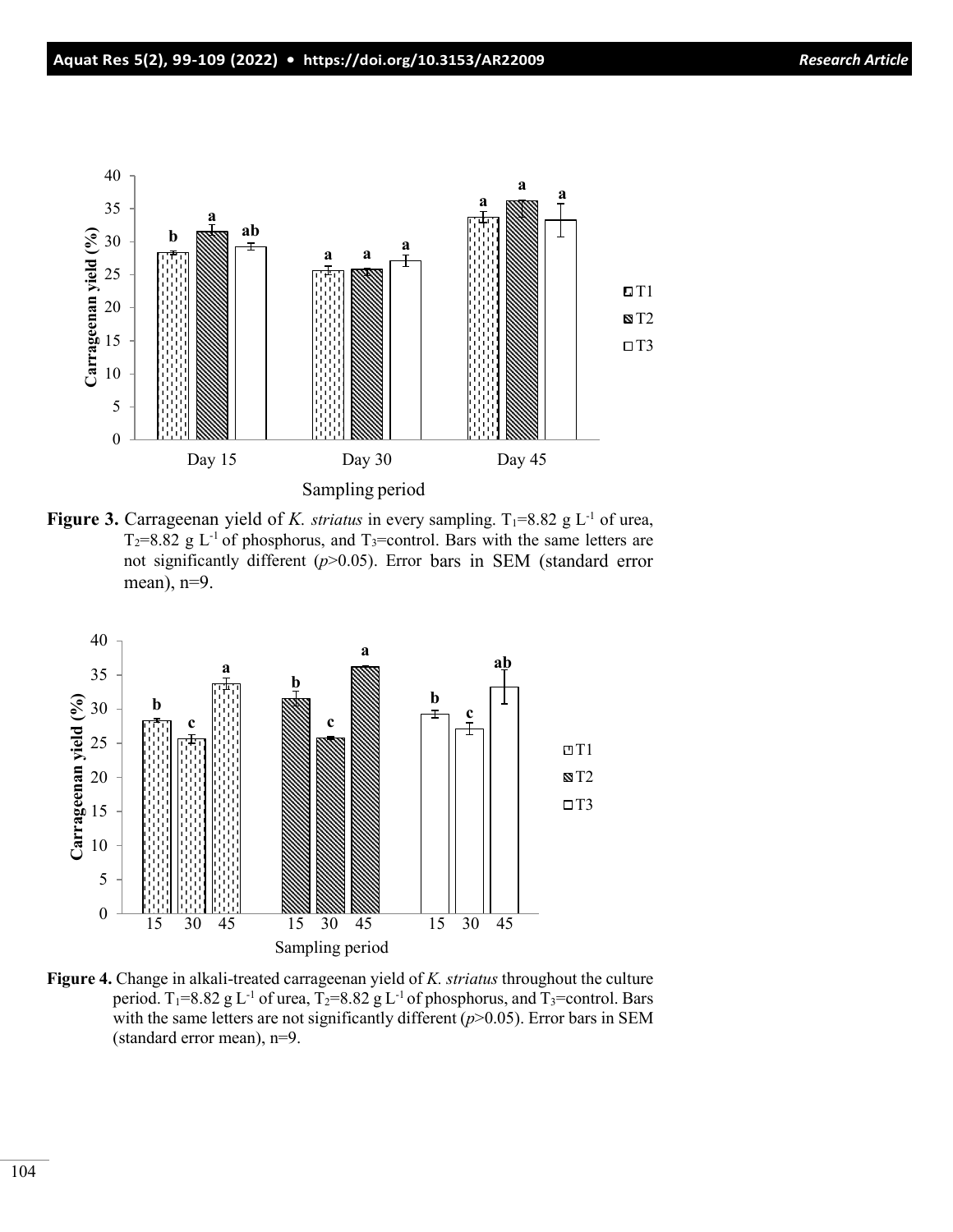**Figure 3.** Carrageenan yield of *K. striatus* in every sampling. $T_1$=8.82 g $L^{-1}$ of urea, $T_2$=8.82 g $L^{-1}$ of phosphorus, and $T_3$=control. Bars with the same letters are not significantly different ($p$>0.05). Error bars in SEM (standard error mean), n=9.

**Figure 4.** Change in alkali-treated carrageenan yield of *K. striatus* throughout the culture period. $T_1$=8.82 g $L^{-1}$ of urea, $T_2$=8.82 g $L^{-1}$ of phosphorus, and $T_3$=control. Bars with the same letters are not significantly different ($p$>0.05). Error bars in SEM (standard error mean), n=9.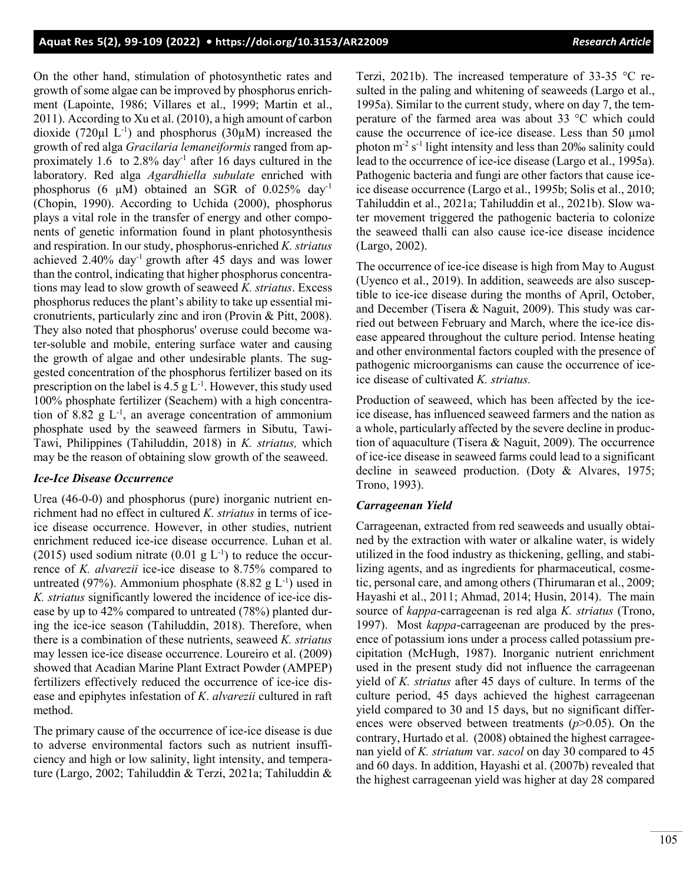On the other hand, stimulation of photosynthetic rates and growth of some algae can be improved by phosphorus enrichment (Lapointe, 1986; Villares et al., 1999; Martin et al., 2011). According to Xu et al. (2010), a high amount of carbon dioxide (720µl $L^{-1}$) and phosphorus (30µM) increased the growth of red alga *Gracilaria lemaneiformis* ranged from approximately 1.6 to 2.8% $day^{-1}$ after 16 days cultured in the laboratory. Red alga *Agardhiella subulate* enriched with phosphorus (6 µM) obtained an SGR of 0.025% $day^{-1}$ (Chopin, 1990). According to Uchida (2000), phosphorus plays a vital role in the transfer of energy and other components of genetic information found in plant photosynthesis and respiration. In our study, phosphorus-enriched *K. striatus* achieved 2.40% $day^{-1}$ growth after 45 days and was lower than the control, indicating that higher phosphorus concentrations may lead to slow growth of seaweed *K. striatus*. Excess phosphorus reduces the plant's ability to take up essential micronutrients, particularly zinc and iron (Provin & Pitt, 2008). They also noted that phosphorus' overuse could become water-soluble and mobile, entering surface water and causing the growth of algae and other undesirable plants. The suggested concentration of the phosphorus fertilizer based on its prescription on the label is 4.5 g $L^{-1}$. However, this study used 100% phosphate fertilizer (Seachem) with a high concentration of 8.82 g $L^{-1}$, an average concentration of ammonium phosphate used by the seaweed farmers in Sibutu, Tawi-Tawi, Philippines (Tahiluddin, 2018) in *K. striatus,* which may be the reason of obtaining slow growth of the seaweed.

### *Ice-Ice Disease Occurrence*

Urea (46-0-0) and phosphorus (pure) inorganic nutrient enrichment had no effect in cultured *K. striatus* in terms of ice-ice disease occurrence. However, in other studies, nutrient enrichment reduced ice-ice disease occurrence. Luhan et al. (2015) used sodium nitrate (0.01 g $L^{-1}$) to reduce the occurrence of *K. alvarezii* ice-ice disease to 8.75% compared to untreated (97%). Ammonium phosphate (8.82 g $L^{-1}$) used in *K. striatus* significantly lowered the incidence of ice-ice disease by up to 42% compared to untreated (78%) planted during the ice-ice season (Tahiluddin, 2018). Therefore, when there is a combination of these nutrients, seaweed *K. striatus* may lessen ice-ice disease occurrence. Loureiro et al. (2009) showed that Acadian Marine Plant Extract Powder (AMPEP) fertilizers effectively reduced the occurrence of ice-ice disease and epiphytes infestation of *K*. *alvarezii* cultured in raft method.

The primary cause of the occurrence of ice-ice disease is due to adverse environmental factors such as nutrient insufficiency and high or low salinity, light intensity, and temperature (Largo, 2002; Tahiluddin & Terzi, 2021a; Tahiluddin & Terzi, 2021b). The increased temperature of 33-35 °C resulted in the paling and whitening of seaweeds (Largo et al., 1995a). Similar to the current study, where on day 7, the temperature of the farmed area was about 33 °C which could cause the occurrence of ice-ice disease. Less than 50 µmol photon $m^{-2}$ $s^{-1}$ light intensity and less than 20‰ salinity could lead to the occurrence of ice-ice disease (Largo et al., 1995a). Pathogenic bacteria and fungi are other factors that cause ice-ice disease occurrence (Largo et al., 1995b; Solis et al., 2010; Tahiluddin et al., 2021a; Tahiluddin et al., 2021b). Slow water movement triggered the pathogenic bacteria to colonize the seaweed thalli can also cause ice-ice disease incidence (Largo, 2002).

The occurrence of ice-ice disease is high from May to August (Uyenco et al., 2019). In addition, seaweeds are also susceptible to ice-ice disease during the months of April, October, and December (Tisera & Naguit, 2009). This study was carried out between February and March, where the ice-ice disease appeared throughout the culture period. Intense heating and other environmental factors coupled with the presence of pathogenic microorganisms can cause the occurrence of ice-ice disease of cultivated *K. striatus.*

Production of seaweed, which has been affected by the ice-ice disease, has influenced seaweed farmers and the nation as a whole, particularly affected by the severe decline in production of aquaculture (Tisera & Naguit, 2009). The occurrence of ice-ice disease in seaweed farms could lead to a significant decline in seaweed production. (Doty & Alvares, 1975; Trono, 1993).

### *Carrageenan Yield*

Carrageenan, extracted from red seaweeds and usually obtained by the extraction with water or alkaline water, is widely utilized in the food industry as thickening, gelling, and stabilizing agents, and as ingredients for pharmaceutical, cosmetic, personal care, and among others (Thirumaran et al., 2009; Hayashi et al., 2011; Ahmad, 2014; Husin, 2014). The main source of *kappa*-carrageenan is red alga *K. striatus* (Trono, 1997). Most *kappa*-carrageenan are produced by the presence of potassium ions under a process called potassium precipitation (McHugh, 1987). Inorganic nutrient enrichment used in the present study did not influence the carrageenan yield of *K. striatus* after 45 days of culture. In terms of the culture period, 45 days achieved the highest carrageenan yield compared to 30 and 15 days, but no significant differences were observed between treatments ($p$>0.05). On the contrary, Hurtado et al. (2008) obtained the highest carrageenan yield of *K. striatum* var. *sacol* on day 30 compared to 45 and 60 days. In addition, Hayashi et al. (2007b) revealed that the highest carrageenan yield was higher at day 28 compared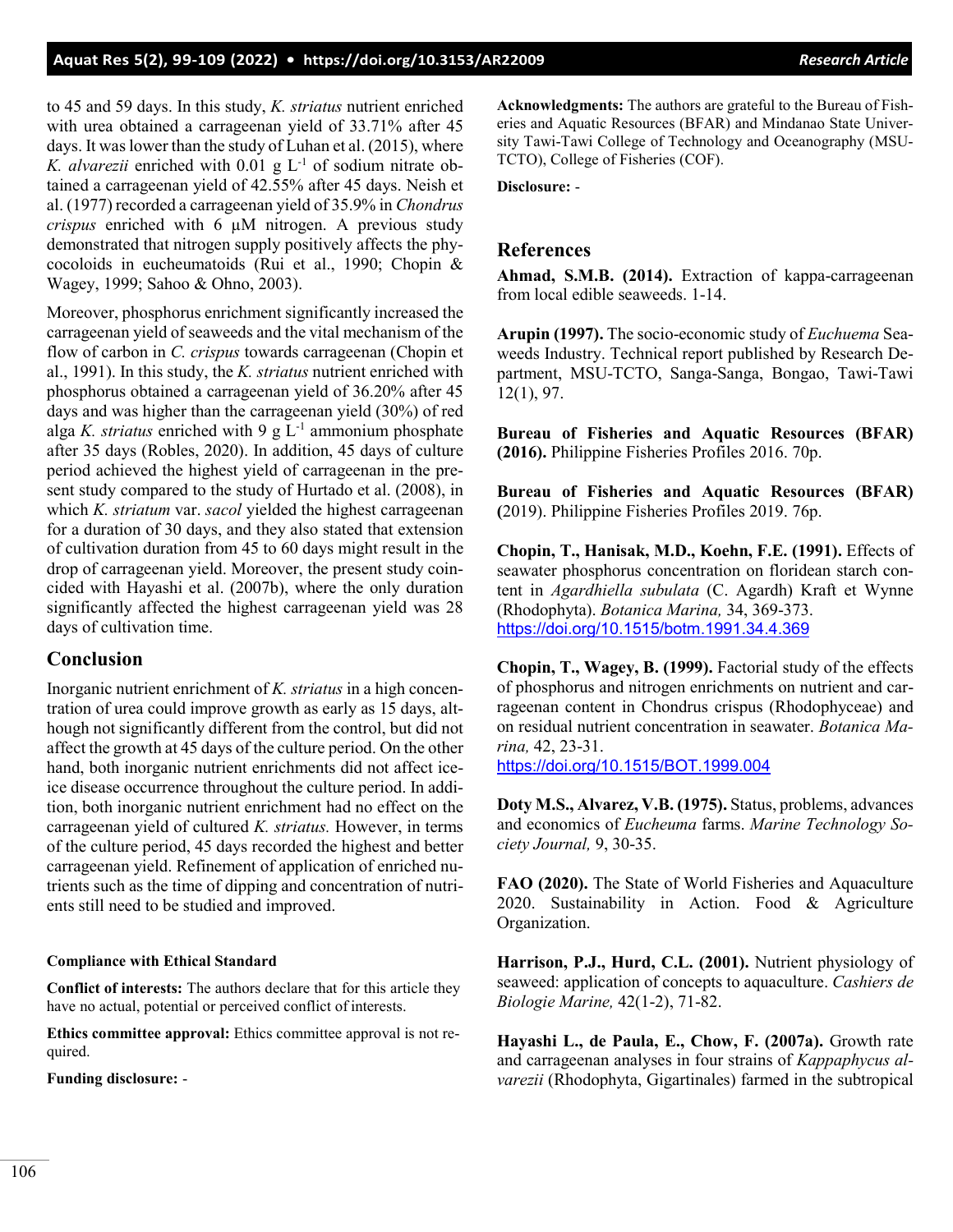to 45 and 59 days. In this study, *K. striatus* nutrient enriched with urea obtained a carrageenan yield of 33.71% after 45 days. It was lower than the study of Luhan et al. (2015), where *K. alvarezii* enriched with 0.01 g $L^{-1}$ of sodium nitrate obtained a carrageenan yield of 42.55% after 45 days. Neish et al. (1977) recorded a carrageenan yield of 35.9% in *Chondrus crispus* enriched with 6 µM nitrogen. A previous study demonstrated that nitrogen supply positively affects the phycocoloids in eucheumatoids (Rui et al., 1990; Chopin & Wagey, 1999; Sahoo & Ohno, 2003).

Moreover, phosphorus enrichment significantly increased the carrageenan yield of seaweeds and the vital mechanism of the flow of carbon in *C. crispus* towards carrageenan (Chopin et al., 1991). In this study, the *K. striatus* nutrient enriched with phosphorus obtained a carrageenan yield of 36.20% after 45 days and was higher than the carrageenan yield (30%) of red alga *K. striatus* enriched with 9 g $L^{-1}$ ammonium phosphate after 35 days (Robles, 2020). In addition, 45 days of culture period achieved the highest yield of carrageenan in the present study compared to the study of Hurtado et al. (2008), in which *K. striatum* var. *sacol* yielded the highest carrageenan for a duration of 30 days, and they also stated that extension of cultivation duration from 45 to 60 days might result in the drop of carrageenan yield. Moreover, the present study coincided with Hayashi et al. (2007b), where the only duration significantly affected the highest carrageenan yield was 28 days of cultivation time.

## Conclusion

Inorganic nutrient enrichment of *K. striatus* in a high concentration of urea could improve growth as early as 15 days, although not significantly different from the control, but did not affect the growth at 45 days of the culture period. On the other hand, both inorganic nutrient enrichments did not affect ice-ice disease occurrence throughout the culture period. In addition, both inorganic nutrient enrichment had no effect on the carrageenan yield of cultured *K. striatus.* However, in terms of the culture period, 45 days recorded the highest and better carrageenan yield. Refinement of application of enriched nutrients such as the time of dipping and concentration of nutrients still need to be studied and improved.

**Compliance with Ethical Standard**

**Conflict of interests:** The authors declare that for this article they have no actual, potential or perceived conflict of interests.

**Ethics committee approval:** Ethics committee approval is not required.

**Funding disclosure:** -

**Acknowledgments:** The authors are grateful to the Bureau of Fisheries and Aquatic Resources (BFAR) and Mindanao State University Tawi-Tawi College of Technology and Oceanography (MSU-TCTO), College of Fisheries (COF).

**Disclosure:** -

## References

**Ahmad, S.M.B. (2014).** Extraction of kappa-carrageenan from local edible seaweeds. 1-14.

**Arupin (1997).** The socio-economic study of *Euchuema* Seaweeds Industry. Technical report published by Research Department, MSU-TCTO, Sanga-Sanga, Bongao, Tawi-Tawi 12(1), 97.

**Bureau of Fisheries and Aquatic Resources (BFAR) (2016).** Philippine Fisheries Profiles 2016. 70p.

**Bureau of Fisheries and Aquatic Resources (BFAR) (**2019). Philippine Fisheries Profiles 2019. 76p.

**Chopin, T., Hanisak, M.D., Koehn, F.E. (1991).** Effects of seawater phosphorus concentration on floridean starch content in *Agardhiella subulata* (C. Agardh) Kraft et Wynne (Rhodophyta). *Botanica Marina,* 34, 369-373. https://doi.org/10.1515/botm.1991.34.4.369

**Chopin, T., Wagey, B. (1999).** Factorial study of the effects of phosphorus and nitrogen enrichments on nutrient and carrageenan content in Chondrus crispus (Rhodophyceae) and on residual nutrient concentration in seawater. *Botanica Marina,* 42, 23-31. https://doi.org/10.1515/BOT.1999.004

**Doty M.S., Alvarez, V.B. (1975).** Status, problems, advances and economics of *Eucheuma* farms. *Marine Technology Society Journal,* 9, 30-35.

**FAO (2020).** The State of World Fisheries and Aquaculture 2020. Sustainability in Action. Food & Agriculture Organization.

**Harrison, P.J., Hurd, C.L. (2001).** Nutrient physiology of seaweed: application of concepts to aquaculture. *Cashiers de Biologie Marine,* 42(1-2), 71-82.

**Hayashi L., de Paula, E., Chow, F. (2007a).** Growth rate and carrageenan analyses in four strains of *Kappaphycus alvarezii* (Rhodophyta, Gigartinales) farmed in the subtropical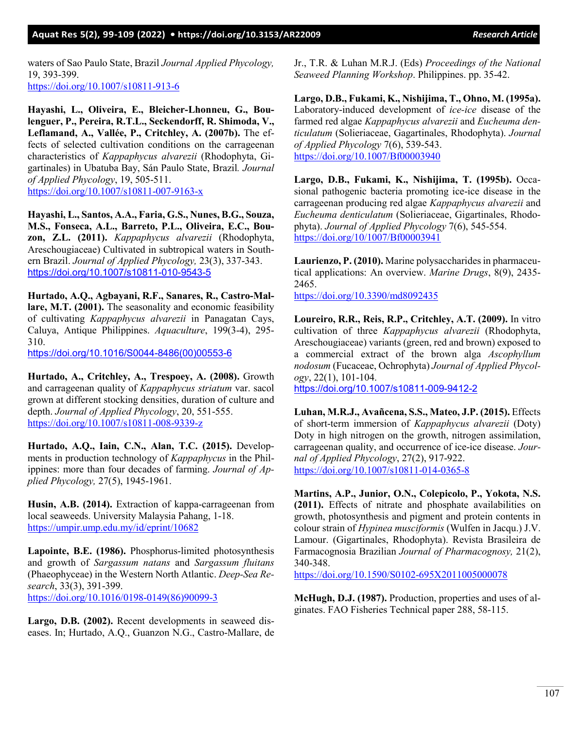waters of Sao Paulo State, Brazil *Journal Applied Phycology,* 19, 393-399.
https://doi.org/10.1007/s10811-913-6

**Hayashi, L., Oliveira, E., Bleicher-Lhonneu, G., Boulenguer, P., Pereira, R.T.L., Seckendorff, R. Shimoda, V., Leflamand, A., Vallée, P., Critchley, A. (2007b).** The effects of selected cultivation conditions on the carrageenan characteristics of *Kappaphycus alvarezii* (Rhodophyta, Gigartinales) in Ubatuba Bay, Sán Paulo State, Brazil*. Journal of Applied Phycology*, 19, 505-511.
https://doi.org/10.1007/s10811-007-9163-x

**Hayashi, L., Santos, A.A., Faria, G.S., Nunes, B.G., Souza, M.S., Fonseca, A.L., Barreto, P.L., Oliveira, E.C., Bouzon, Z.L. (2011).** *Kappaphycus alvarezii* (Rhodophyta, Areschougiaceae) Cultivated in subtropical waters in Southern Brazil. *Journal of Applied Phycology,* 23(3), 337-343.
https://doi.org/10.1007/s10811-010-9543-5

**Hurtado, A.Q., Agbayani, R.F., Sanares, R., Castro-Mallare, M.T. (2001).** The seasonality and economic feasibility of cultivating *Kappaphycus alvarezii* in Panagatan Cays, Caluya, Antique Philippines. *Aquaculture*, 199(3-4), 295-310.
https://doi.org/10.1016/S0044-8486(00)00553-6

**Hurtado, A., Critchley, A., Trespoey, A. (2008).** Growth and carrageenan quality of *Kappaphycus striatum* var. sacol grown at different stocking densities, duration of culture and depth. *Journal of Applied Phycology*, 20, 551-555.
https://doi.org/10.1007/s10811-008-9339-z

**Hurtado, A.Q., Iain, C.N., Alan, T.C. (2015).** Developments in production technology of *Kappaphycus* in the Philippines: more than four decades of farming. *Journal of Applied Phycology,* 27(5), 1945-1961.

**Husin, A.B. (2014).** Extraction of kappa-carrageenan from local seaweeds. University Malaysia Pahang, 1-18.
https://umpir.ump.edu.my/id/eprint/10682

**Lapointe, B.E. (1986).** Phosphorus-limited photosynthesis and growth of *Sargassum natans* and *Sargassum fluitans* (Phaeophyceae) in the Western North Atlantic. *Deep-Sea Research*, 33(3), 391-399.
https://doi.org/10.1016/0198-0149(86)90099-3

**Largo, D.B. (2002).** Recent developments in seaweed diseases. In; Hurtado, A.Q., Guanzon N.G., Castro-Mallare, de Jr., T.R. & Luhan M.R.J. (Eds) *Proceedings of the National Seaweed Planning Workshop*. Philippines. pp. 35-42.

**Largo, D.B., Fukami, K., Nishijima, T., Ohno, M. (1995a).** Laboratory-induced development of *ice-ice* disease of the farmed red algae *Kappaphycus alvarezii* and *Eucheuma denticulatum* (Solieriaceae, Gagartinales, Rhodophyta). *Journal of Applied Phycology* 7(6), 539-543.
https://doi.org/10.1007/Bf00003940

**Largo, D.B., Fukami, K., Nishijima, T. (1995b).** Occasional pathogenic bacteria promoting ice-ice disease in the carrageenan producing red algae *Kappaphycus alvarezii* and *Eucheuma denticulatum* (Solieriaceae, Gigartinales, Rhodophyta). *Journal of Applied Phycology* 7(6), 545-554.
https://doi.org/10/1007/Bf00003941

**Laurienzo, P. (2010).** Marine polysaccharides in pharmaceutical applications: An overview. *Marine Drugs*, 8(9), 2435-2465.
https://doi.org/10.3390/md8092435

**Loureiro, R.R., Reis, R.P., Critchley, A.T. (2009).** In vitro cultivation of three *Kappaphycus alvarezii* (Rhodophyta, Areschougiaceae) variants (green, red and brown) exposed to a commercial extract of the brown alga *Ascophyllum nodosum* (Fucaceae, Ochrophyta) *Journal of Applied Phycology*, 22(1), 101-104.
https://doi.org/10.1007/s10811-009-9412-2

**Luhan, M.R.J., Avañcena, S.S., Mateo, J.P. (2015).** Effects of short-term immersion of *Kappaphycus alvarezii* (Doty) Doty in high nitrogen on the growth, nitrogen assimilation, carrageenan quality, and occurrence of ice-ice disease. *Journal of Applied Phycology*, 27(2), 917-922.
https://doi.org/10.1007/s10811-014-0365-8

**Martins, A.P., Junior, O.N., Colepicolo, P., Yokota, N.S. (2011).** Effects of nitrate and phosphate availabilities on growth, photosynthesis and pigment and protein contents in colour strain of *Hypinea musciformis* (Wulfen in Jacqu.) J.V. Lamour. (Gigartinales, Rhodophyta). Revista Brasileira de Farmacognosia Brazilian *Journal of Pharmacognosy,* 21(2), 340-348.
https://doi.org/10.1590/S0102-695X2011005000078

**McHugh, D.J. (1987).** Production, properties and uses of alginates. FAO Fisheries Technical paper 288, 58-115.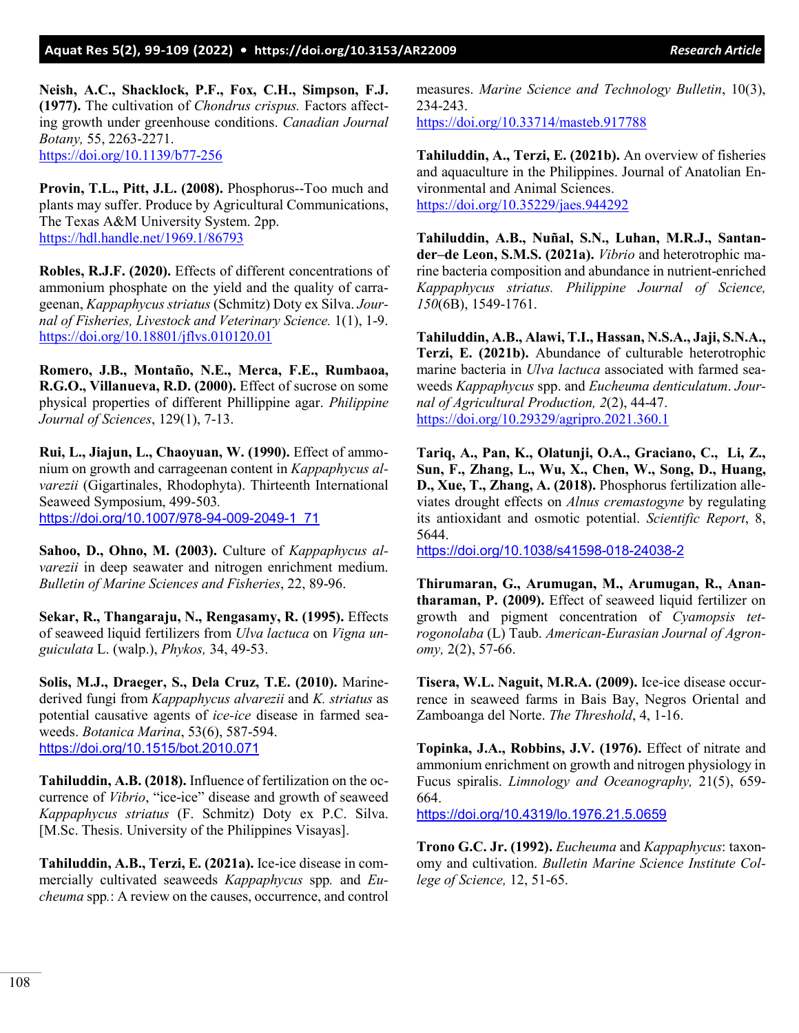**Neish, A.C., Shacklock, P.F., Fox, C.H., Simpson, F.J. (1977).** The cultivation of *Chondrus crispus.* Factors affecting growth under greenhouse conditions. *Canadian Journal Botany,* 55, 2263-2271.
https://doi.org/10.1139/b77-256

**Provin, T.L., Pitt, J.L. (2008).** Phosphorus--Too much and plants may suffer. Produce by Agricultural Communications, The Texas A&M University System. 2pp.
https://hdl.handle.net/1969.1/86793

**Robles, R.J.F. (2020).** Effects of different concentrations of ammonium phosphate on the yield and the quality of carrageenan, *Kappaphycus striatus* (Schmitz) Doty ex Silva. *Journal of Fisheries, Livestock and Veterinary Science.* 1(1), 1-9.
https://doi.org/10.18801/jflvs.010120.01

**Romero, J.B., Montaño, N.E., Merca, F.E., Rumbaoa, R.G.O., Villanueva, R.D. (2000).** Effect of sucrose on some physical properties of different Phillippine agar. *Philippine Journal of Sciences*, 129(1), 7-13.

**Rui, L., Jiajun, L., Chaoyuan, W. (1990).** Effect of ammonium on growth and carrageenan content in *Kappaphycus alvarezii* (Gigartinales, Rhodophyta). Thirteenth International Seaweed Symposium, 499-503.
https://doi.org/10.1007/978-94-009-2049-1_71

**Sahoo, D., Ohno, M. (2003).** Culture of *Kappaphycus alvarezii* in deep seawater and nitrogen enrichment medium. *Bulletin of Marine Sciences and Fisheries*, 22, 89-96.

**Sekar, R., Thangaraju, N., Rengasamy, R. (1995).** Effects of seaweed liquid fertilizers from *Ulva lactuca* on *Vigna unguiculata* L. (walp.), *Phykos,* 34, 49-53.

**Solis, M.J., Draeger, S., Dela Cruz, T.E. (2010).** Marine-derived fungi from *Kappaphycus alvarezii* and *K. striatus* as potential causative agents of *ice-ice* disease in farmed seaweeds. *Botanica Marina*, 53(6), 587-594.
https://doi.org/10.1515/bot.2010.071

**Tahiluddin, A.B. (2018).** Influence of fertilization on the occurrence of *Vibrio*, "ice-ice" disease and growth of seaweed *Kappaphycus striatus* (F. Schmitz) Doty ex P.C. Silva. [M.Sc. Thesis. University of the Philippines Visayas].

**Tahiluddin, A.B., Terzi, E. (2021a).** Ice-ice disease in commercially cultivated seaweeds *Kappaphycus* spp*.* and *Eucheuma* spp*.*: A review on the causes, occurrence, and control measures. *Marine Science and Technology Bulletin*, 10(3), 234-243.
https://doi.org/10.33714/masteb.917788

**Tahiluddin, A., Terzi, E. (2021b).** An overview of fisheries and aquaculture in the Philippines. Journal of Anatolian Environmental and Animal Sciences.
https://doi.org/10.35229/jaes.944292

**Tahiluddin, A.B., Nuñal, S.N., Luhan, M.R.J., Santander–de Leon, S.M.S. (2021a).** *Vibrio* and heterotrophic marine bacteria composition and abundance in nutrient-enriched *Kappaphycus striatus. Philippine Journal of Science, 150*(6B), 1549-1761.

**Tahiluddin, A.B., Alawi, T.I., Hassan, N.S.A., Jaji, S.N.A., Terzi, E. (2021b).** Abundance of culturable heterotrophic marine bacteria in *Ulva lactuca* associated with farmed seaweeds *Kappaphycus* spp. and *Eucheuma denticulatum*. *Journal of Agricultural Production, 2*(2), 44-47.
https://doi.org/10.29329/agripro.2021.360.1

**Tariq, A., Pan, K., Olatunji, O.A., Graciano, C., Li, Z., Sun, F., Zhang, L., Wu, X., Chen, W., Song, D., Huang, D., Xue, T., Zhang, A. (2018).** Phosphorus fertilization alleviates drought effects on *Alnus cremastogyne* by regulating its antioxidant and osmotic potential. *Scientific Report*, 8, 5644.
https://doi.org/10.1038/s41598-018-24038-2

**Thirumaran, G., Arumugan, M., Arumugan, R., Anantharaman, P. (2009).** Effect of seaweed liquid fertilizer on growth and pigment concentration of *Cyamopsis tetrogonolaba* (L) Taub. *American-Eurasian Journal of Agronomy,* 2(2), 57-66.

**Tisera, W.L. Naguit, M.R.A. (2009).** Ice-ice disease occurrence in seaweed farms in Bais Bay, Negros Oriental and Zamboanga del Norte. *The Threshold*, 4, 1-16.

**Topinka, J.A., Robbins, J.V. (1976).** Effect of nitrate and ammonium enrichment on growth and nitrogen physiology in Fucus spiralis. *Limnology and Oceanography,* 21(5), 659-664.
https://doi.org/10.4319/lo.1976.21.5.0659

**Trono G.C. Jr. (1992).** *Eucheuma* and *Kappaphycus*: taxonomy and cultivation. *Bulletin Marine Science Institute College of Science,* 12, 51-65.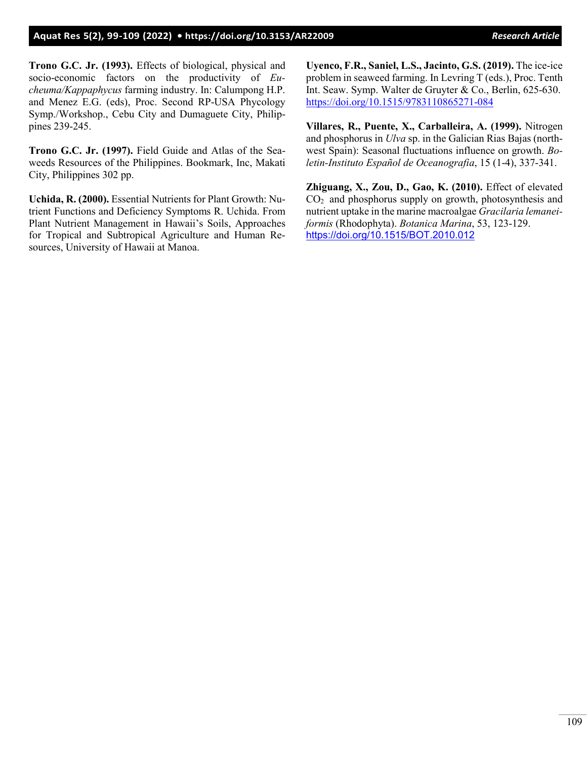**Trono G.C. Jr. (1993).** Effects of biological, physical and socio-economic factors on the productivity of *Eucheuma/Kappaphycus* farming industry. In: Calumpong H.P. and Menez E.G. (eds), Proc. Second RP-USA Phycology Symp./Workshop., Cebu City and Dumaguete City, Philippines 239-245.

**Trono G.C. Jr. (1997).** Field Guide and Atlas of the Seaweeds Resources of the Philippines. Bookmark, Inc, Makati City, Philippines 302 pp.

**Uchida, R. (2000).** Essential Nutrients for Plant Growth: Nutrient Functions and Deficiency Symptoms R. Uchida. From Plant Nutrient Management in Hawaii's Soils, Approaches for Tropical and Subtropical Agriculture and Human Resources, University of Hawaii at Manoa.

**Uyenco, F.R., Saniel, L.S., Jacinto, G.S. (2019).** The ice-ice problem in seaweed farming. In Levring T (eds.), Proc. Tenth Int. Seaw. Symp. Walter de Gruyter & Co., Berlin, 625-630. https://doi.org/10.1515/9783110865271-084

**Villares, R., Puente, X., Carballeira, A. (1999).** Nitrogen and phosphorus in *Ulva* sp. in the Galician Rias Bajas (northwest Spain): Seasonal fluctuations influence on growth. *Boletin-Instituto Español de Oceanografia*, 15 (1-4), 337-341.

**Zhiguang, X., Zou, D., Gao, K. (2010).** Effect of elevated $CO_2$ and phosphorus supply on growth, photosynthesis and nutrient uptake in the marine macroalgae *Gracilaria lemaneiformis* (Rhodophyta). *Botanica Marina*, 53, 123-129. https://doi.org/10.1515/BOT.2010.012